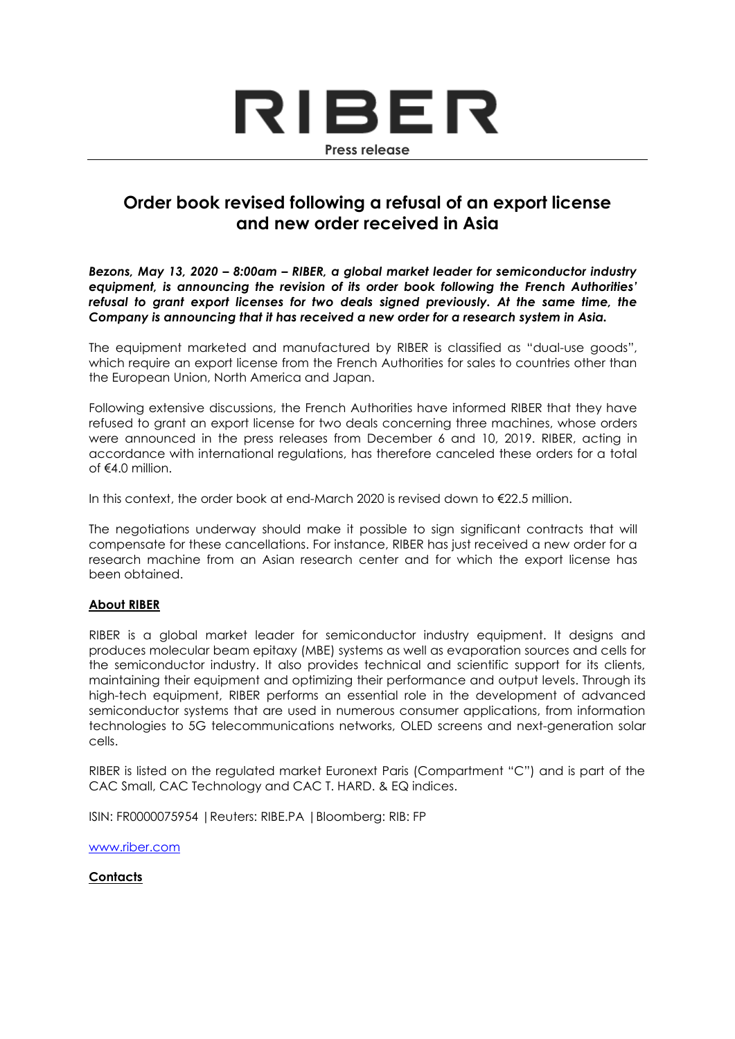# RIBER

**Press release**

## Order book revised following a refusal of an export license and new order received in Asia

***Bezons, May 13, 2020 – 8:00am – RIBER, a global market leader for semiconductor industry equipment, is announcing the revision of its order book following the French Authorities' refusal to grant export licenses for two deals signed previously. At the same time, the Company is announcing that it has received a new order for a research system in Asia.***

The equipment marketed and manufactured by RIBER is classified as "dual-use goods", which require an export license from the French Authorities for sales to countries other than the European Union, North America and Japan.

Following extensive discussions, the French Authorities have informed RIBER that they have refused to grant an export license for two deals concerning three machines, whose orders were announced in the press releases from December 6 and 10, 2019. RIBER, acting in accordance with international regulations, has therefore canceled these orders for a total of €4.0 million.

In this context, the order book at end-March 2020 is revised down to €22.5 million.

The negotiations underway should make it possible to sign significant contracts that will compensate for these cancellations. For instance, RIBER has just received a new order for a research machine from an Asian research center and for which the export license has been obtained.

**About RIBER**

RIBER is a global market leader for semiconductor industry equipment. It designs and produces molecular beam epitaxy (MBE) systems as well as evaporation sources and cells for the semiconductor industry. It also provides technical and scientific support for its clients, maintaining their equipment and optimizing their performance and output levels. Through its high-tech equipment, RIBER performs an essential role in the development of advanced semiconductor systems that are used in numerous consumer applications, from information technologies to 5G telecommunications networks, OLED screens and next-generation solar cells.

RIBER is listed on the regulated market Euronext Paris (Compartment "C") and is part of the CAC Small, CAC Technology and CAC T. HARD. & EQ indices.

ISIN: FR0000075954 | Reuters: RIBE.PA | Bloomberg: RIB: FP

www.riber.com

**Contacts**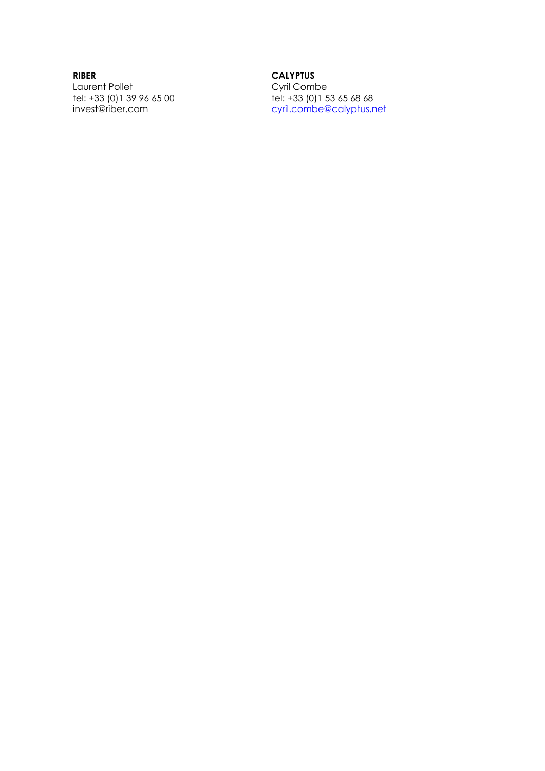**RIBER**
Laurent Pollet
tel: +33 (0)1 39 96 65 00
invest@riber.com

**CALYPTUS**
Cyril Combe
tel: +33 (0)1 53 65 68 68
cyril.combe@calyptus.net